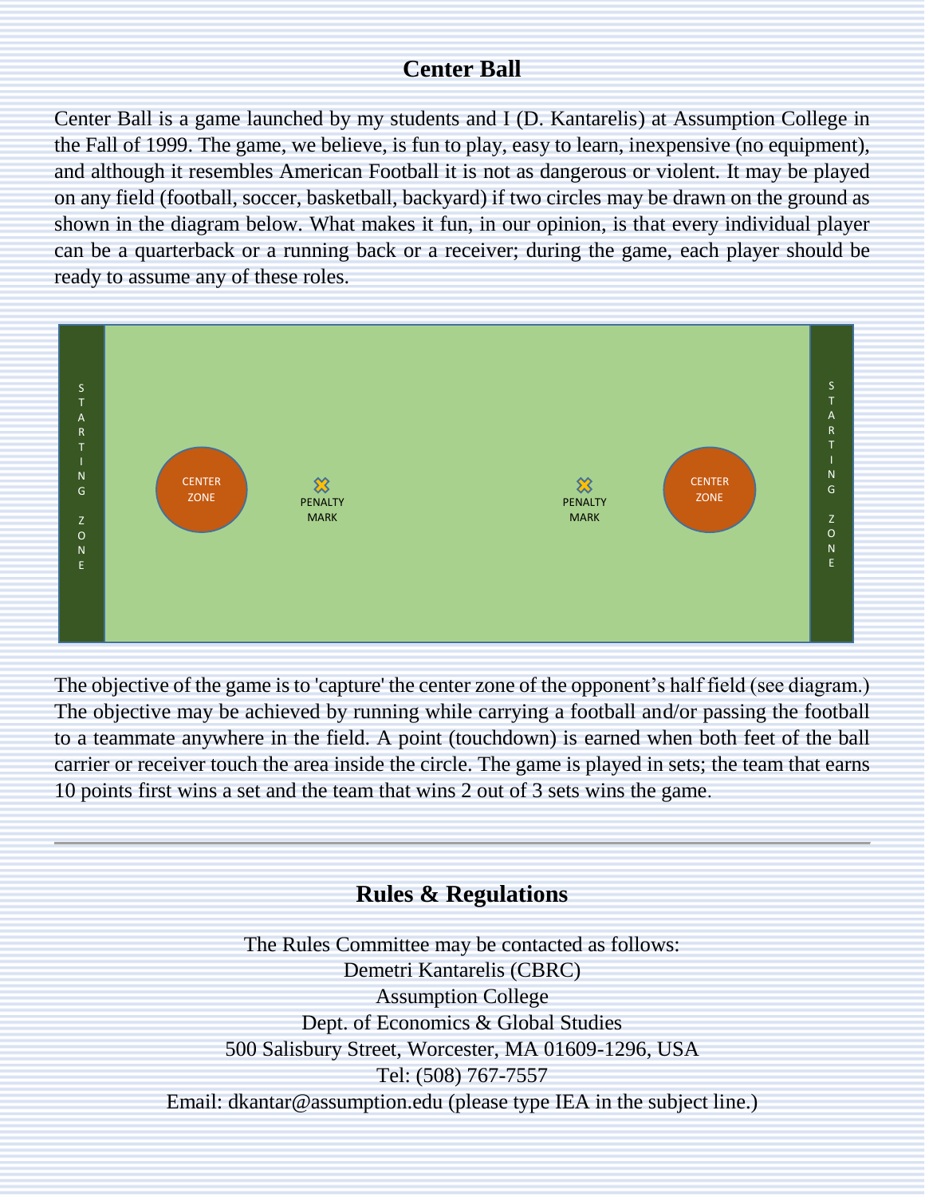# Center Ball

Center Ball is a game launched by my students and I (D. Kantarelis) at Assumption College in the Fall of 1999. The game, we believe, is fun to play, easy to learn, inexpensive (no equipment), and although it resembles American Football it is not as dangerous or violent. It may be played on any field (football, soccer, basketball, backyard) if two circles may be drawn on the ground as shown in the diagram below. What makes it fun, in our opinion, is that every individual player can be a quarterback or a running back or a receiver; during the game, each player should be ready to assume any of these roles.

STARTING ZONE | CENTER ZONE | PENALTY MARK | PENALTY MARK | CENTER ZONE | STARTING ZONE

The objective of the game is to 'capture' the center zone of the opponent's half field (see diagram.) The objective may be achieved by running while carrying a football and/or passing the football to a teammate anywhere in the field. A point (touchdown) is earned when both feet of the ball carrier or receiver touch the area inside the circle. The game is played in sets; the team that earns 10 points first wins a set and the team that wins 2 out of 3 sets wins the game.

---

## Rules & Regulations

The Rules Committee may be contacted as follows:
Demetri Kantarelis (CBRC)
Assumption College
Dept. of Economics & Global Studies
500 Salisbury Street, Worcester, MA 01609-1296, USA
Tel: (508) 767-7557
Email: dkantar@assumption.edu (please type IEA in the subject line.)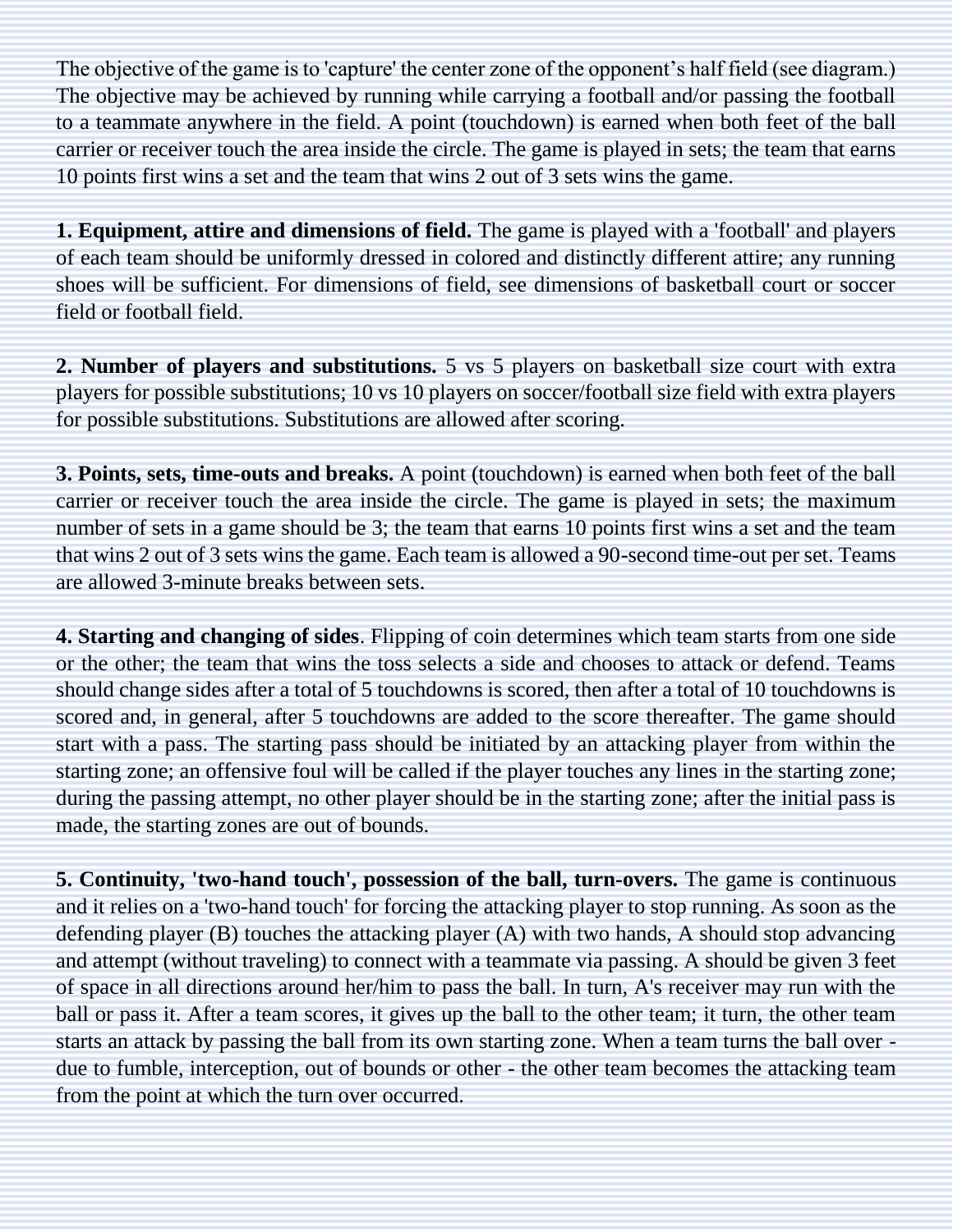The objective of the game is to 'capture' the center zone of the opponent's half field (see diagram.) The objective may be achieved by running while carrying a football and/or passing the football to a teammate anywhere in the field. A point (touchdown) is earned when both feet of the ball carrier or receiver touch the area inside the circle. The game is played in sets; the team that earns 10 points first wins a set and the team that wins 2 out of 3 sets wins the game.

**1. Equipment, attire and dimensions of field.** The game is played with a 'football' and players of each team should be uniformly dressed in colored and distinctly different attire; any running shoes will be sufficient. For dimensions of field, see dimensions of basketball court or soccer field or football field.

**2. Number of players and substitutions.** 5 vs 5 players on basketball size court with extra players for possible substitutions; 10 vs 10 players on soccer/football size field with extra players for possible substitutions. Substitutions are allowed after scoring.

**3. Points, sets, time-outs and breaks.** A point (touchdown) is earned when both feet of the ball carrier or receiver touch the area inside the circle. The game is played in sets; the maximum number of sets in a game should be 3; the team that earns 10 points first wins a set and the team that wins 2 out of 3 sets wins the game. Each team is allowed a 90-second time-out per set. Teams are allowed 3-minute breaks between sets.

**4. Starting and changing of sides**. Flipping of coin determines which team starts from one side or the other; the team that wins the toss selects a side and chooses to attack or defend. Teams should change sides after a total of 5 touchdowns is scored, then after a total of 10 touchdowns is scored and, in general, after 5 touchdowns are added to the score thereafter. The game should start with a pass. The starting pass should be initiated by an attacking player from within the starting zone; an offensive foul will be called if the player touches any lines in the starting zone; during the passing attempt, no other player should be in the starting zone; after the initial pass is made, the starting zones are out of bounds.

**5. Continuity, 'two-hand touch', possession of the ball, turn-overs.** The game is continuous and it relies on a 'two-hand touch' for forcing the attacking player to stop running. As soon as the defending player (B) touches the attacking player (A) with two hands, A should stop advancing and attempt (without traveling) to connect with a teammate via passing. A should be given 3 feet of space in all directions around her/him to pass the ball. In turn, A's receiver may run with the ball or pass it. After a team scores, it gives up the ball to the other team; it turn, the other team starts an attack by passing the ball from its own starting zone. When a team turns the ball over - due to fumble, interception, out of bounds or other - the other team becomes the attacking team from the point at which the turn over occurred.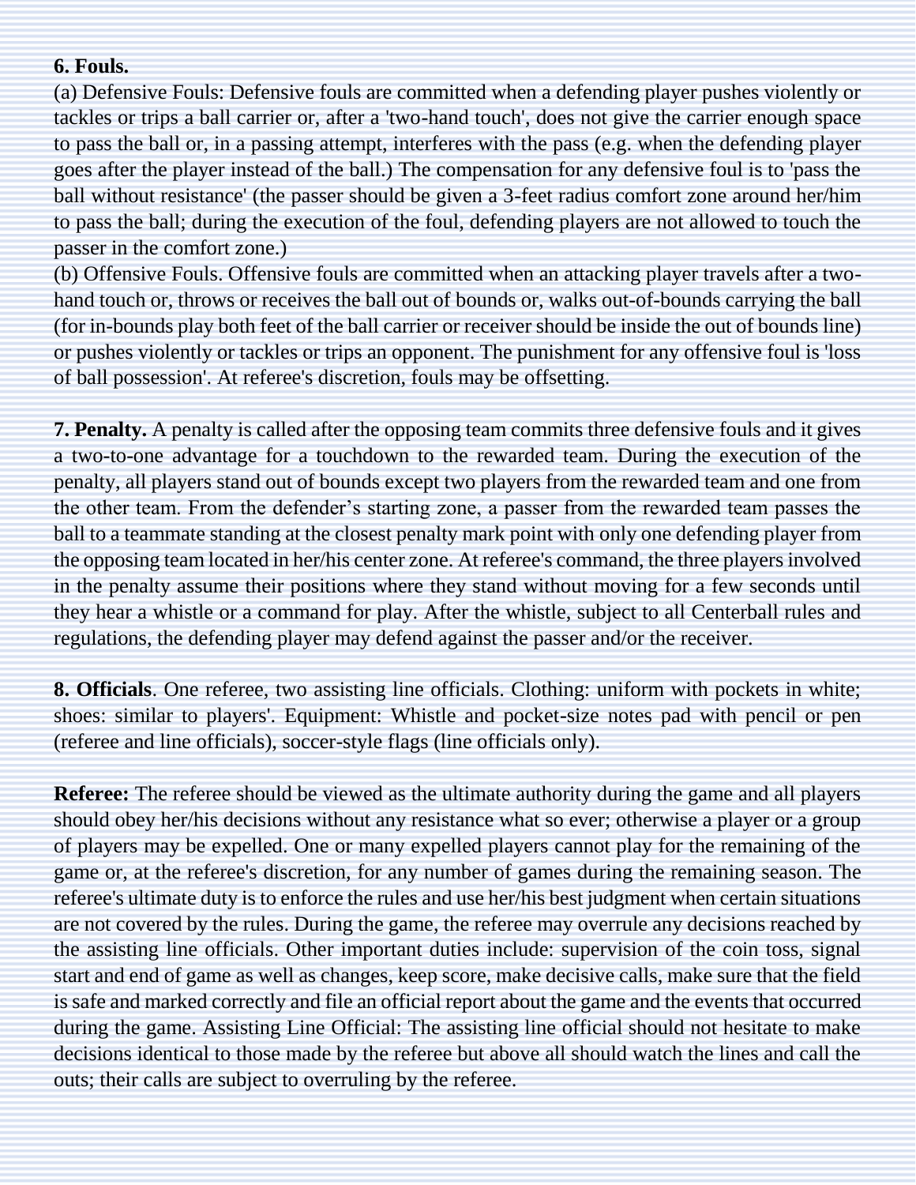**6. Fouls.**

(a) Defensive Fouls: Defensive fouls are committed when a defending player pushes violently or tackles or trips a ball carrier or, after a 'two-hand touch', does not give the carrier enough space to pass the ball or, in a passing attempt, interferes with the pass (e.g. when the defending player goes after the player instead of the ball.) The compensation for any defensive foul is to 'pass the ball without resistance' (the passer should be given a 3-feet radius comfort zone around her/him to pass the ball; during the execution of the foul, defending players are not allowed to touch the passer in the comfort zone.)

(b) Offensive Fouls. Offensive fouls are committed when an attacking player travels after a two-hand touch or, throws or receives the ball out of bounds or, walks out-of-bounds carrying the ball (for in-bounds play both feet of the ball carrier or receiver should be inside the out of bounds line) or pushes violently or tackles or trips an opponent. The punishment for any offensive foul is 'loss of ball possession'. At referee's discretion, fouls may be offsetting.

**7. Penalty.** A penalty is called after the opposing team commits three defensive fouls and it gives a two-to-one advantage for a touchdown to the rewarded team. During the execution of the penalty, all players stand out of bounds except two players from the rewarded team and one from the other team. From the defender's starting zone, a passer from the rewarded team passes the ball to a teammate standing at the closest penalty mark point with only one defending player from the opposing team located in her/his center zone. At referee's command, the three players involved in the penalty assume their positions where they stand without moving for a few seconds until they hear a whistle or a command for play. After the whistle, subject to all Centerball rules and regulations, the defending player may defend against the passer and/or the receiver.

**8. Officials**. One referee, two assisting line officials. Clothing: uniform with pockets in white; shoes: similar to players'. Equipment: Whistle and pocket-size notes pad with pencil or pen (referee and line officials), soccer-style flags (line officials only).

**Referee:** The referee should be viewed as the ultimate authority during the game and all players should obey her/his decisions without any resistance what so ever; otherwise a player or a group of players may be expelled. One or many expelled players cannot play for the remaining of the game or, at the referee's discretion, for any number of games during the remaining season. The referee's ultimate duty is to enforce the rules and use her/his best judgment when certain situations are not covered by the rules. During the game, the referee may overrule any decisions reached by the assisting line officials. Other important duties include: supervision of the coin toss, signal start and end of game as well as changes, keep score, make decisive calls, make sure that the field is safe and marked correctly and file an official report about the game and the events that occurred during the game. Assisting Line Official: The assisting line official should not hesitate to make decisions identical to those made by the referee but above all should watch the lines and call the outs; their calls are subject to overruling by the referee.